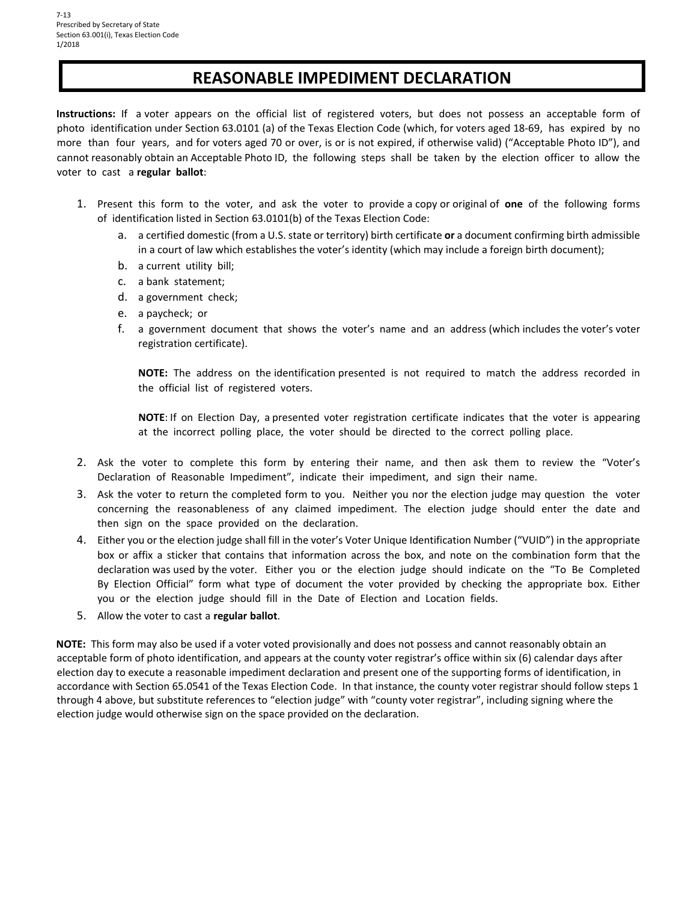7-13
Prescribed by Secretary of State
Section 63.001(i), Texas Election Code
1/2018

# REASONABLE IMPEDIMENT DECLARATION

**Instructions:** If a voter appears on the official list of registered voters, but does not possess an acceptable form of photo identification under Section 63.0101 (a) of the Texas Election Code (which, for voters aged 18-69, has expired by no more than four years, and for voters aged 70 or over, is or is not expired, if otherwise valid) ("Acceptable Photo ID"), and cannot reasonably obtain an Acceptable Photo ID, the following steps shall be taken by the election officer to allow the voter to cast a **regular ballot**:

1. Present this form to the voter, and ask the voter to provide a copy or original of **one** of the following forms of identification listed in Section 63.0101(b) of the Texas Election Code:
   a. a certified domestic (from a U.S. state or territory) birth certificate **or** a document confirming birth admissible in a court of law which establishes the voter's identity (which may include a foreign birth document);
   b. a current utility bill;
   c. a bank statement;
   d. a government check;
   e. a paycheck; or
   f. a government document that shows the voter's name and an address (which includes the voter's voter registration certificate).

      **NOTE:** The address on the identification presented is not required to match the address recorded in the official list of registered voters.

      **NOTE**: If on Election Day, a presented voter registration certificate indicates that the voter is appearing at the incorrect polling place, the voter should be directed to the correct polling place.
2. Ask the voter to complete this form by entering their name, and then ask them to review the "Voter's Declaration of Reasonable Impediment", indicate their impediment, and sign their name.
3. Ask the voter to return the completed form to you. Neither you nor the election judge may question the voter concerning the reasonableness of any claimed impediment. The election judge should enter the date and then sign on the space provided on the declaration.
4. Either you or the election judge shall fill in the voter's Voter Unique Identification Number ("VUID") in the appropriate box or affix a sticker that contains that information across the box, and note on the combination form that the declaration was used by the voter. Either you or the election judge should indicate on the "To Be Completed By Election Official" form what type of document the voter provided by checking the appropriate box. Either you or the election judge should fill in the Date of Election and Location fields.
5. Allow the voter to cast a **regular ballot**.

**NOTE:** This form may also be used if a voter voted provisionally and does not possess and cannot reasonably obtain an acceptable form of photo identification, and appears at the county voter registrar's office within six (6) calendar days after election day to execute a reasonable impediment declaration and present one of the supporting forms of identification, in accordance with Section 65.0541 of the Texas Election Code. In that instance, the county voter registrar should follow steps 1 through 4 above, but substitute references to "election judge" with "county voter registrar", including signing where the election judge would otherwise sign on the space provided on the declaration.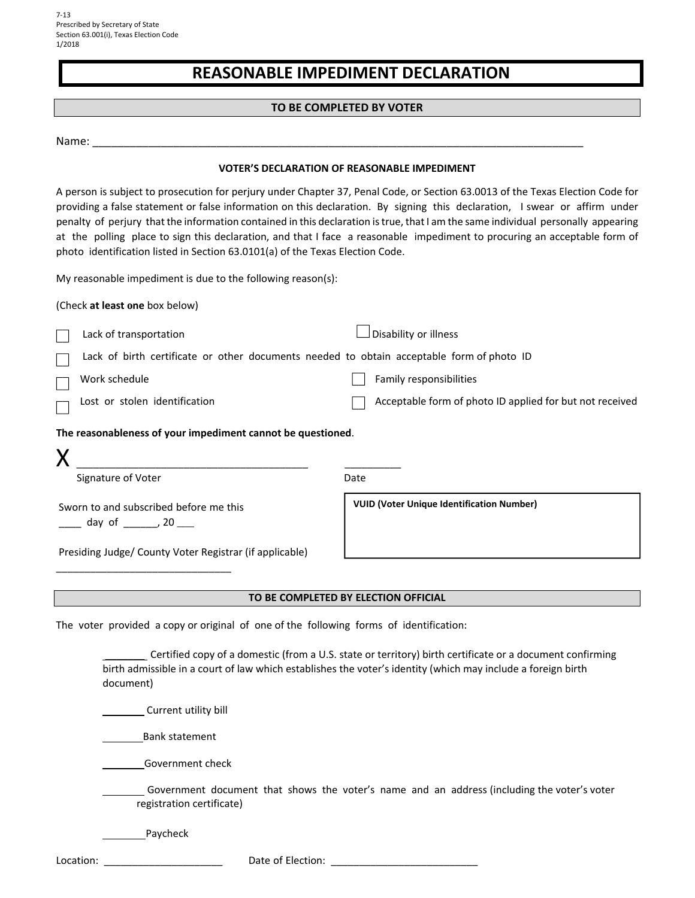7-13
Prescribed by Secretary of State
Section 63.001(i), Texas Election Code
1/2018

# REASONABLE IMPEDIMENT DECLARATION

## TO BE COMPLETED BY VOTER

Name: ___________________________________________________________________________________

### VOTER'S DECLARATION OF REASONABLE IMPEDIMENT

A person is subject to prosecution for perjury under Chapter 37, Penal Code, or Section 63.0013 of the Texas Election Code for providing a false statement or false information on this declaration. By signing this declaration, I swear or affirm under penalty of perjury that the information contained in this declaration is true, that I am the same individual personally appearing at the polling place to sign this declaration, and that I face a reasonable impediment to procuring an acceptable form of photo identification listed in Section 63.0101(a) of the Texas Election Code.

My reasonable impediment is due to the following reason(s):

(Check **at least one** box below)

- ☐ Lack of transportation
- ☐ Disability or illness
- ☐ Lack of birth certificate or other documents needed to obtain acceptable form of photo ID
- ☐ Work schedule
- ☐ Family responsibilities
- ☐ Lost or stolen identification
- ☐ Acceptable form of photo ID applied for but not received

**The reasonableness of your impediment cannot be questioned**.

X _______________________________________ __________
Signature of Voter Date

Sworn to and subscribed before me this
____ day of ______, 20 ___

Presiding Judge/ County Voter Registrar (if applicable)
______________________________

**VUID (Voter Unique Identification Number)**

## TO BE COMPLETED BY ELECTION OFFICIAL

The voter provided a copy or original of one of the following forms of identification:

_______ Certified copy of a domestic (from a U.S. state or territory) birth certificate or a document confirming birth admissible in a court of law which establishes the voter's identity (which may include a foreign birth document)

_______ Current utility bill

_______ Bank statement

_______ Government check

_______ Government document that shows the voter's name and an address (including the voter's voter registration certificate)

_______ Paycheck

Location: _____________________ Date of Election: __________________________